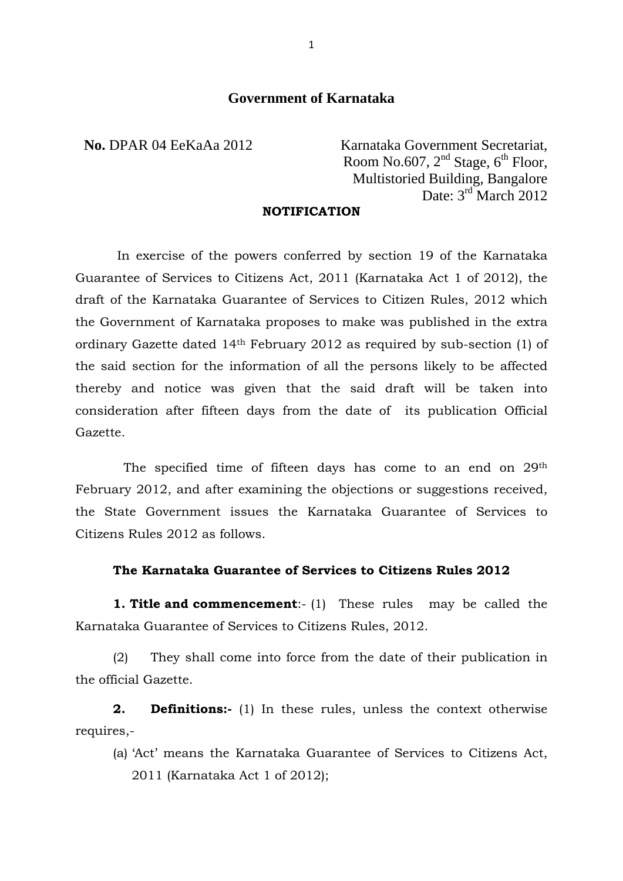# Government of Karnataka

**No.** DPAR 04 EeKaAa 2012

Karnataka Government Secretariat,
Room No.607, 2nd Stage, 6th Floor,
Multistoried Building, Bangalore
Date: 3rd March 2012

**NOTIFICATION**

In exercise of the powers conferred by section 19 of the Karnataka Guarantee of Services to Citizens Act, 2011 (Karnataka Act 1 of 2012), the draft of the Karnataka Guarantee of Services to Citizen Rules, 2012 which the Government of Karnataka proposes to make was published in the extra ordinary Gazette dated 14th February 2012 as required by sub-section (1) of the said section for the information of all the persons likely to be affected thereby and notice was given that the said draft will be taken into consideration after fifteen days from the date of its publication Official Gazette.

The specified time of fifteen days has come to an end on 29th February 2012, and after examining the objections or suggestions received, the State Government issues the Karnataka Guarantee of Services to Citizens Rules 2012 as follows.

## The Karnataka Guarantee of Services to Citizens Rules 2012

**1. Title and commencement**:- (1) These rules may be called the Karnataka Guarantee of Services to Citizens Rules, 2012.

(2) They shall come into force from the date of their publication in the official Gazette.

**2. Definitions:-** (1) In these rules, unless the context otherwise requires,-

(a) 'Act' means the Karnataka Guarantee of Services to Citizens Act, 2011 (Karnataka Act 1 of 2012);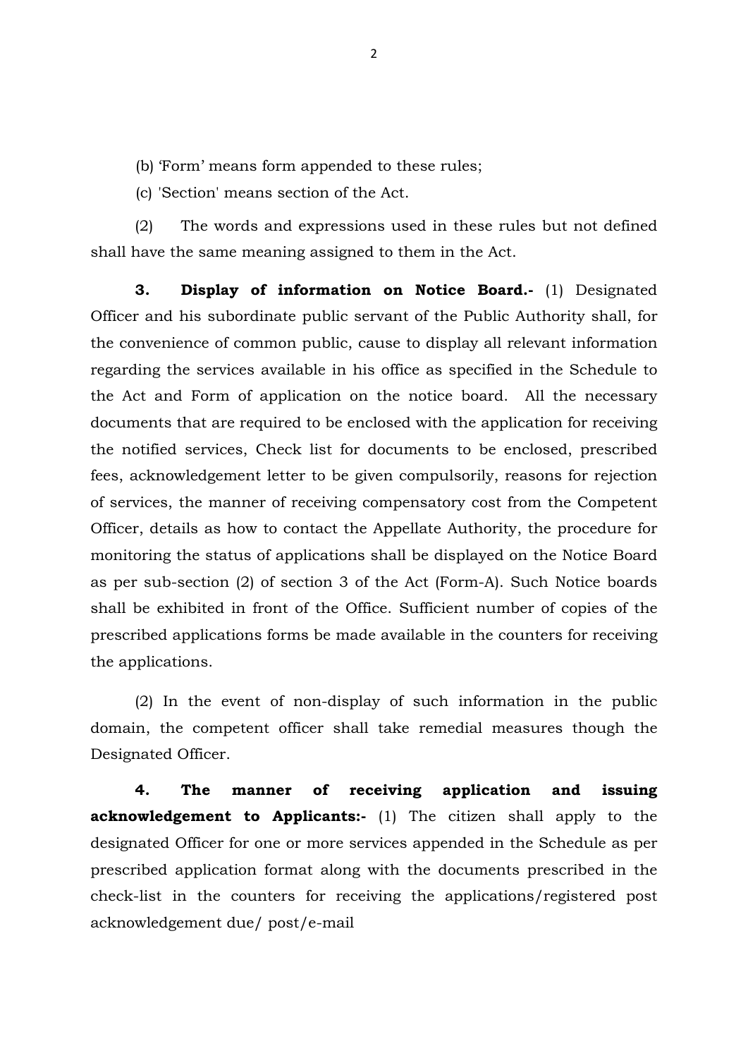(b) 'Form' means form appended to these rules;

(c) 'Section' means section of the Act.

(2) The words and expressions used in these rules but not defined shall have the same meaning assigned to them in the Act.

**3. Display of information on Notice Board.-** (1) Designated Officer and his subordinate public servant of the Public Authority shall, for the convenience of common public, cause to display all relevant information regarding the services available in his office as specified in the Schedule to the Act and Form of application on the notice board. All the necessary documents that are required to be enclosed with the application for receiving the notified services, Check list for documents to be enclosed, prescribed fees, acknowledgement letter to be given compulsorily, reasons for rejection of services, the manner of receiving compensatory cost from the Competent Officer, details as how to contact the Appellate Authority, the procedure for monitoring the status of applications shall be displayed on the Notice Board as per sub-section (2) of section 3 of the Act (Form-A). Such Notice boards shall be exhibited in front of the Office. Sufficient number of copies of the prescribed applications forms be made available in the counters for receiving the applications.

(2) In the event of non-display of such information in the public domain, the competent officer shall take remedial measures though the Designated Officer.

**4. The manner of receiving application and issuing acknowledgement to Applicants:-** (1) The citizen shall apply to the designated Officer for one or more services appended in the Schedule as per prescribed application format along with the documents prescribed in the check-list in the counters for receiving the applications/registered post acknowledgement due/ post/e-mail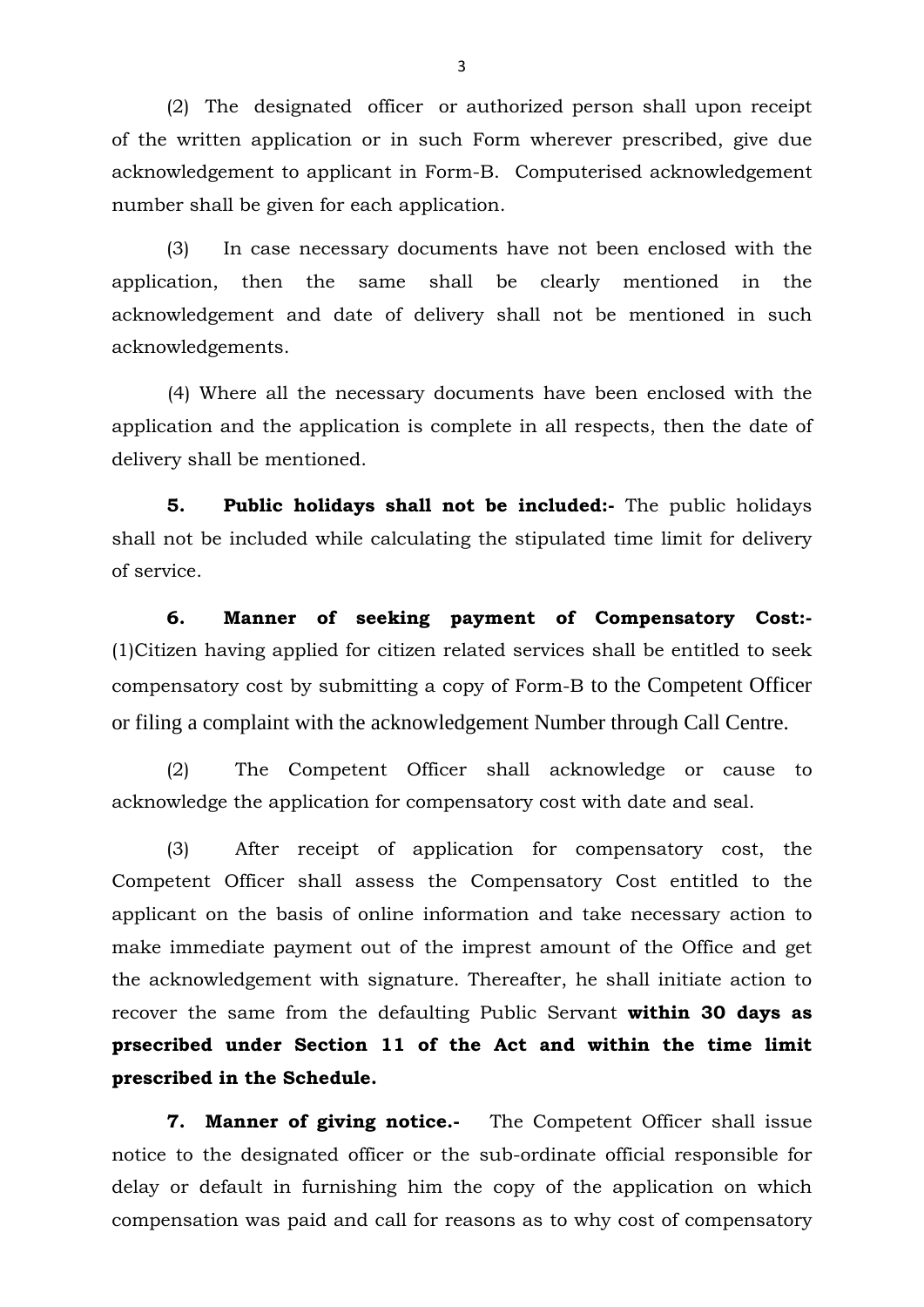(2) The designated officer or authorized person shall upon receipt of the written application or in such Form wherever prescribed, give due acknowledgement to applicant in Form-B. Computerised acknowledgement number shall be given for each application.

(3) In case necessary documents have not been enclosed with the application, then the same shall be clearly mentioned in the acknowledgement and date of delivery shall not be mentioned in such acknowledgements.

(4) Where all the necessary documents have been enclosed with the application and the application is complete in all respects, then the date of delivery shall be mentioned.

**5. Public holidays shall not be included:-** The public holidays shall not be included while calculating the stipulated time limit for delivery of service.

**6. Manner of seeking payment of Compensatory Cost:-** (1)Citizen having applied for citizen related services shall be entitled to seek compensatory cost by submitting a copy of Form-B to the Competent Officer or filing a complaint with the acknowledgement Number through Call Centre.

(2) The Competent Officer shall acknowledge or cause to acknowledge the application for compensatory cost with date and seal.

(3) After receipt of application for compensatory cost, the Competent Officer shall assess the Compensatory Cost entitled to the applicant on the basis of online information and take necessary action to make immediate payment out of the imprest amount of the Office and get the acknowledgement with signature. Thereafter, he shall initiate action to recover the same from the defaulting Public Servant **within 30 days as prsecribed under Section 11 of the Act and within the time limit prescribed in the Schedule.**

**7. Manner of giving notice.-** The Competent Officer shall issue notice to the designated officer or the sub-ordinate official responsible for delay or default in furnishing him the copy of the application on which compensation was paid and call for reasons as to why cost of compensatory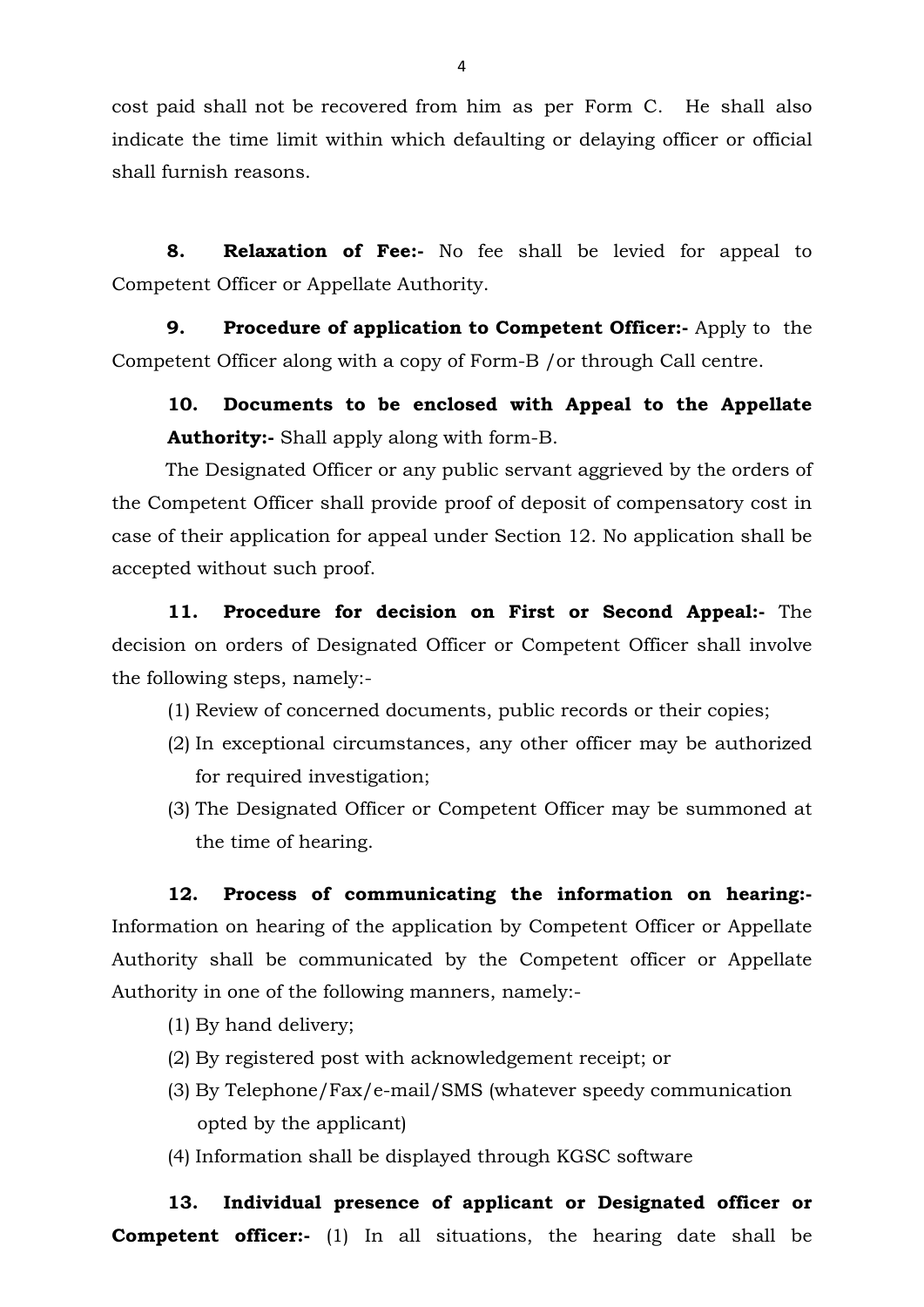cost paid shall not be recovered from him as per Form C. He shall also indicate the time limit within which defaulting or delaying officer or official shall furnish reasons.

**8. Relaxation of Fee:-** No fee shall be levied for appeal to Competent Officer or Appellate Authority.

**9. Procedure of application to Competent Officer:-** Apply to the Competent Officer along with a copy of Form-B /or through Call centre.

**10. Documents to be enclosed with Appeal to the Appellate Authority:-** Shall apply along with form-B.

The Designated Officer or any public servant aggrieved by the orders of the Competent Officer shall provide proof of deposit of compensatory cost in case of their application for appeal under Section 12. No application shall be accepted without such proof.

**11. Procedure for decision on First or Second Appeal:-** The decision on orders of Designated Officer or Competent Officer shall involve the following steps, namely:-

(1) Review of concerned documents, public records or their copies;

(2) In exceptional circumstances, any other officer may be authorized for required investigation;

(3) The Designated Officer or Competent Officer may be summoned at the time of hearing.

**12. Process of communicating the information on hearing:-** Information on hearing of the application by Competent Officer or Appellate Authority shall be communicated by the Competent officer or Appellate Authority in one of the following manners, namely:-

(1) By hand delivery;

(2) By registered post with acknowledgement receipt; or

(3) By Telephone/Fax/e-mail/SMS (whatever speedy communication opted by the applicant)

(4) Information shall be displayed through KGSC software

**13. Individual presence of applicant or Designated officer or Competent officer:-** (1) In all situations, the hearing date shall be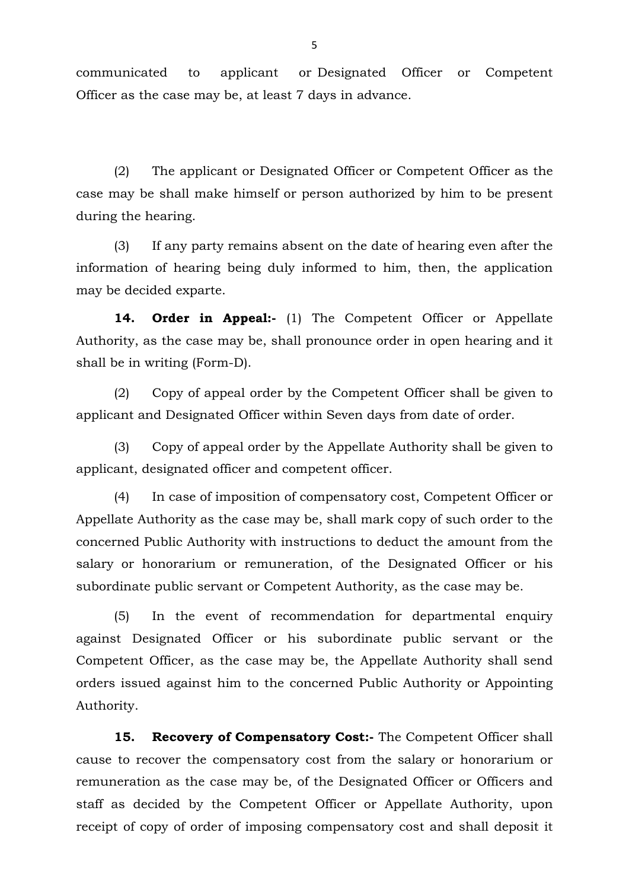communicated to applicant or Designated Officer or Competent Officer as the case may be, at least 7 days in advance.

(2) The applicant or Designated Officer or Competent Officer as the case may be shall make himself or person authorized by him to be present during the hearing.

(3) If any party remains absent on the date of hearing even after the information of hearing being duly informed to him, then, the application may be decided exparte.

**14. Order in Appeal:-** (1) The Competent Officer or Appellate Authority, as the case may be, shall pronounce order in open hearing and it shall be in writing (Form-D).

(2) Copy of appeal order by the Competent Officer shall be given to applicant and Designated Officer within Seven days from date of order.

(3) Copy of appeal order by the Appellate Authority shall be given to applicant, designated officer and competent officer.

(4) In case of imposition of compensatory cost, Competent Officer or Appellate Authority as the case may be, shall mark copy of such order to the concerned Public Authority with instructions to deduct the amount from the salary or honorarium or remuneration, of the Designated Officer or his subordinate public servant or Competent Authority, as the case may be.

(5) In the event of recommendation for departmental enquiry against Designated Officer or his subordinate public servant or the Competent Officer, as the case may be, the Appellate Authority shall send orders issued against him to the concerned Public Authority or Appointing Authority.

**15. Recovery of Compensatory Cost:-** The Competent Officer shall cause to recover the compensatory cost from the salary or honorarium or remuneration as the case may be, of the Designated Officer or Officers and staff as decided by the Competent Officer or Appellate Authority, upon receipt of copy of order of imposing compensatory cost and shall deposit it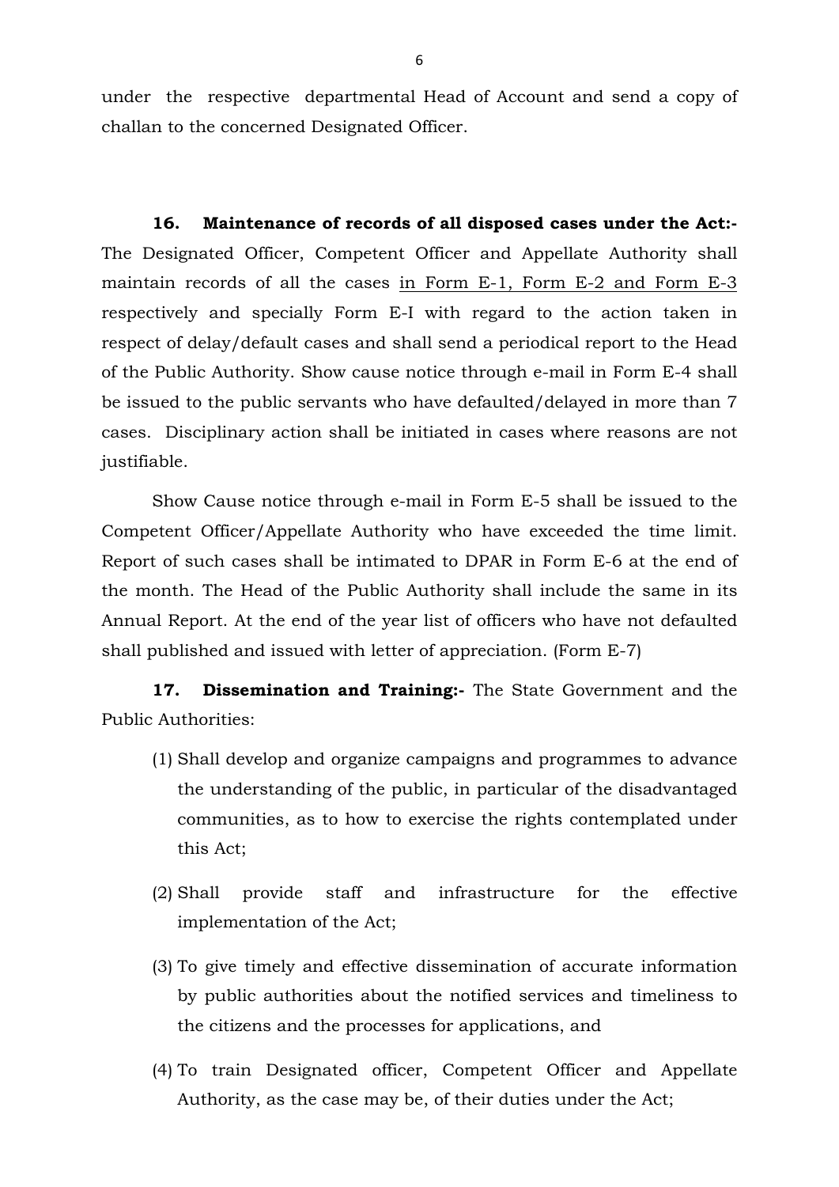under the respective departmental Head of Account and send a copy of challan to the concerned Designated Officer.

**16. Maintenance of records of all disposed cases under the Act:-** The Designated Officer, Competent Officer and Appellate Authority shall maintain records of all the cases in Form E-1, Form E-2 and Form E-3 respectively and specially Form E-I with regard to the action taken in respect of delay/default cases and shall send a periodical report to the Head of the Public Authority. Show cause notice through e-mail in Form E-4 shall be issued to the public servants who have defaulted/delayed in more than 7 cases. Disciplinary action shall be initiated in cases where reasons are not justifiable.

Show Cause notice through e-mail in Form E-5 shall be issued to the Competent Officer/Appellate Authority who have exceeded the time limit. Report of such cases shall be intimated to DPAR in Form E-6 at the end of the month. The Head of the Public Authority shall include the same in its Annual Report. At the end of the year list of officers who have not defaulted shall published and issued with letter of appreciation. (Form E-7)

**17. Dissemination and Training:-** The State Government and the Public Authorities:

(1) Shall develop and organize campaigns and programmes to advance the understanding of the public, in particular of the disadvantaged communities, as to how to exercise the rights contemplated under this Act;

(2) Shall provide staff and infrastructure for the effective implementation of the Act;

(3) To give timely and effective dissemination of accurate information by public authorities about the notified services and timeliness to the citizens and the processes for applications, and

(4) To train Designated officer, Competent Officer and Appellate Authority, as the case may be, of their duties under the Act;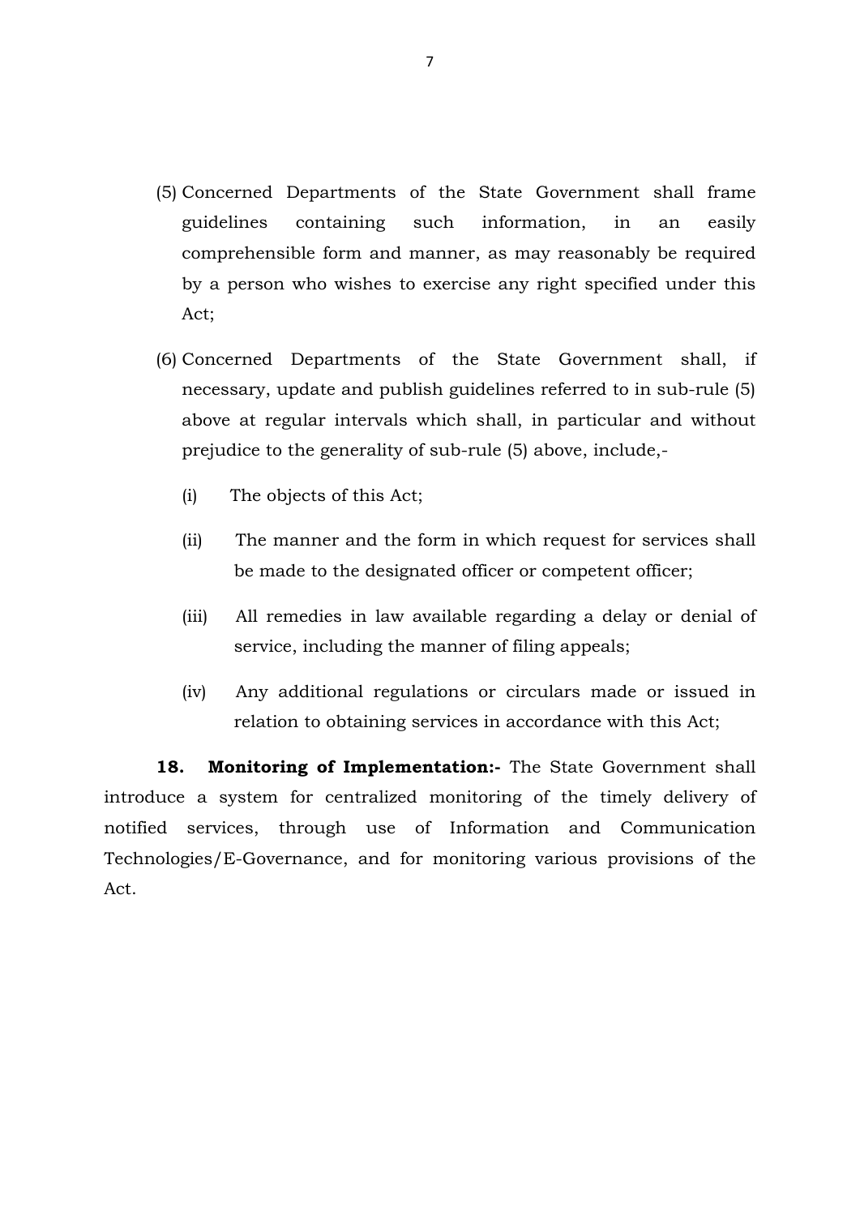(5) Concerned Departments of the State Government shall frame guidelines containing such information, in an easily comprehensible form and manner, as may reasonably be required by a person who wishes to exercise any right specified under this Act;

(6) Concerned Departments of the State Government shall, if necessary, update and publish guidelines referred to in sub-rule (5) above at regular intervals which shall, in particular and without prejudice to the generality of sub-rule (5) above, include,-

   (i) The objects of this Act;

   (ii) The manner and the form in which request for services shall be made to the designated officer or competent officer;

   (iii) All remedies in law available regarding a delay or denial of service, including the manner of filing appeals;

   (iv) Any additional regulations or circulars made or issued in relation to obtaining services in accordance with this Act;

**18. Monitoring of Implementation:-** The State Government shall introduce a system for centralized monitoring of the timely delivery of notified services, through use of Information and Communication Technologies/E-Governance, and for monitoring various provisions of the Act.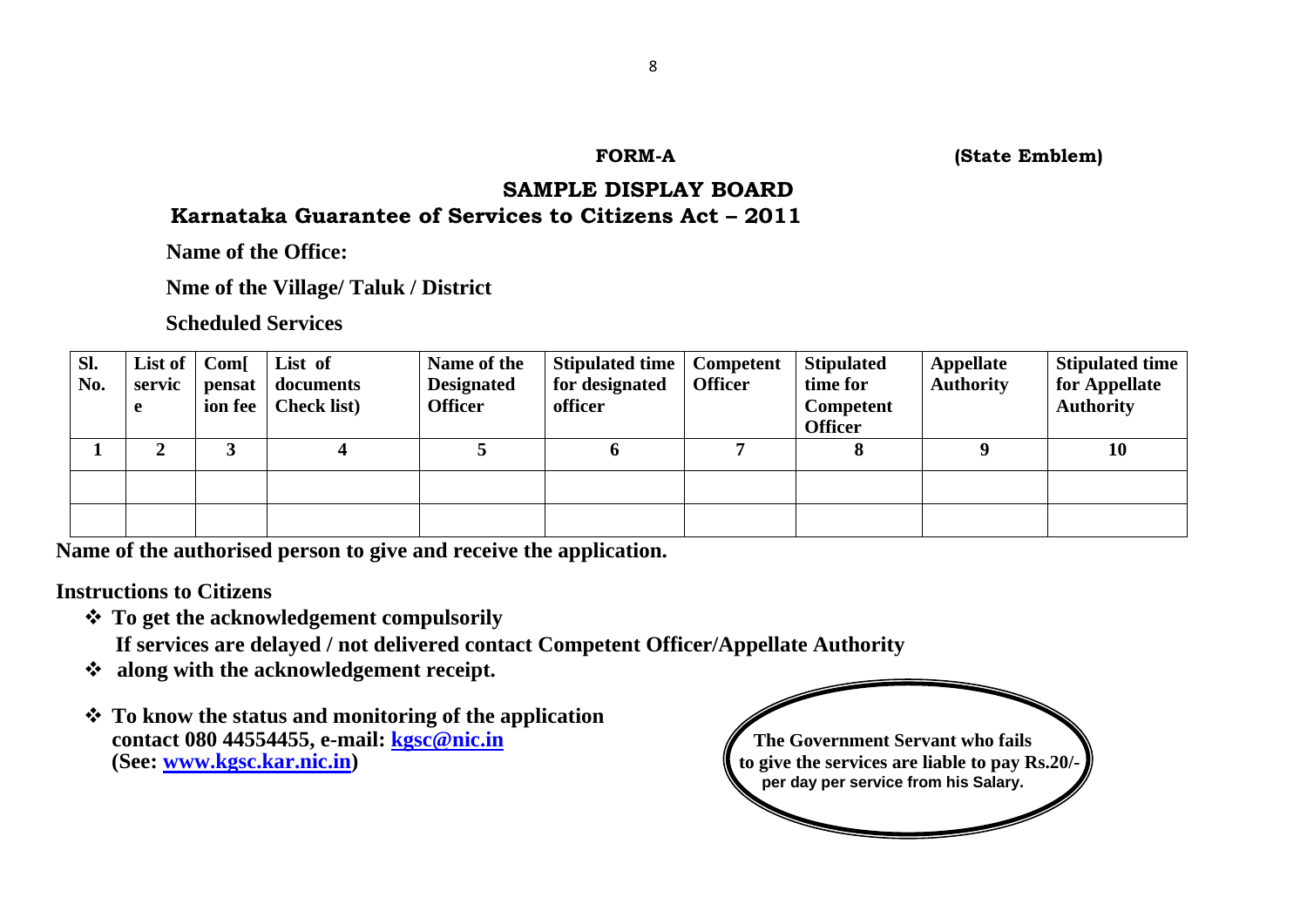**FORM-A** **(State Emblem)**

## SAMPLE DISPLAY BOARD

### Karnataka Guarantee of Services to Citizens Act – 2011

**Name of the Office:**

**Nme of the Village/ Taluk / District**

**Scheduled Services**

| Sl. No. | List of service | Com[ pensation fee | List of documents Check list) | Name of the Designated Officer | Stipulated time for designated officer | Competent Officer | Stipulated time for Competent Officer | Appellate Authority | Stipulated time for Appellate Authority |
|---|---|---|---|---|---|---|---|---|---|
| 1 | 2 | 3 | 4 | 5 | 6 | 7 | 8 | 9 | 10 |
| | | | | | | | | | |
| | | | | | | | | | |

**Name of the authorised person to give and receive the application.**

**Instructions to Citizens**

- **To get the acknowledgement compulsorily**
  **If services are delayed / not delivered contact Competent Officer/Appellate Authority**
- **along with the acknowledgement receipt.**
- **To know the status and monitoring of the application contact 080 44554455, e-mail: kgsc@nic.in (See: www.kgsc.kar.nic.in)**

**The Government Servant who fails to give the services are liable to pay Rs.20/- per day per service from his Salary.**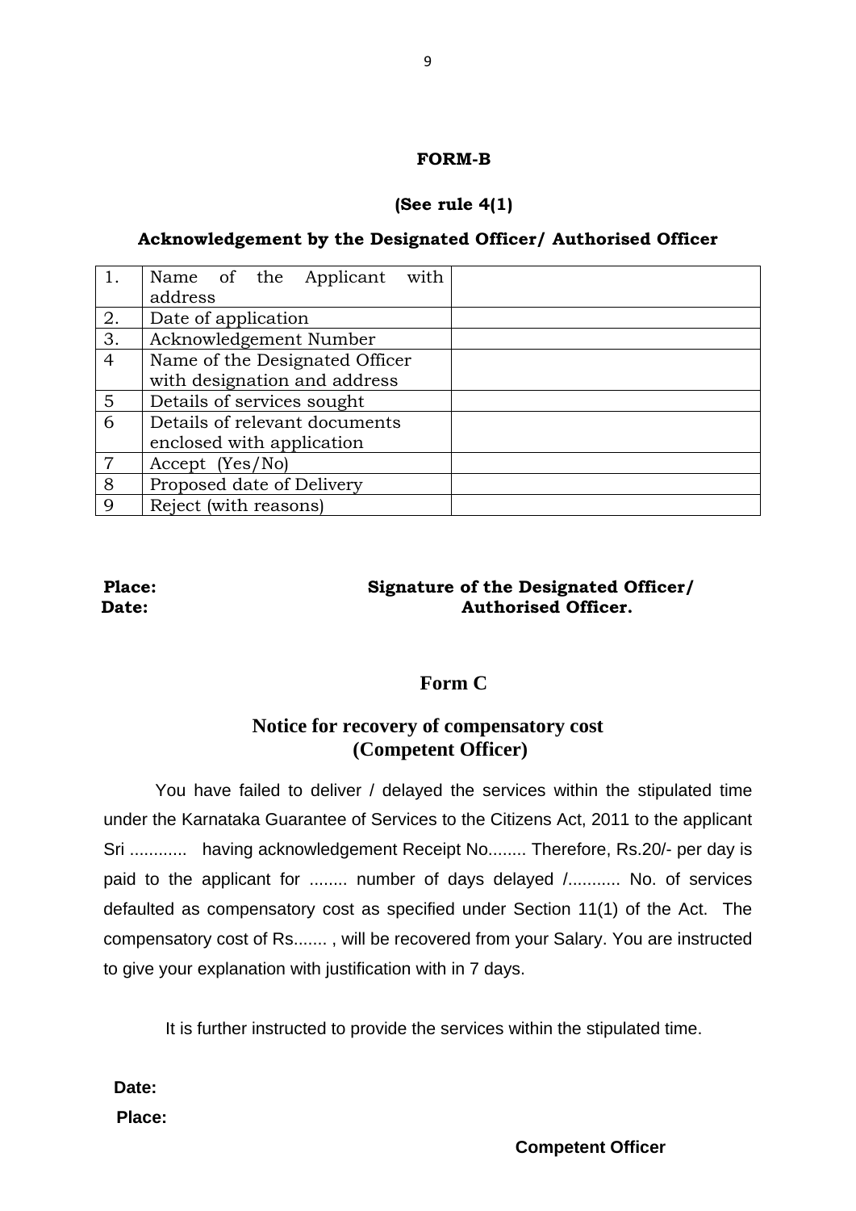## FORM-B

**(See rule 4(1)**

**Acknowledgement by the Designated Officer/ Authorised Officer**

| | | |
|---|---|---|
| 1. | Name of the Applicant with address | |
| 2. | Date of application | |
| 3. | Acknowledgement Number | |
| 4 | Name of the Designated Officer with designation and address | |
| 5 | Details of services sought | |
| 6 | Details of relevant documents enclosed with application | |
| 7 | Accept (Yes/No) | |
| 8 | Proposed date of Delivery | |
| 9 | Reject (with reasons) | |

**Place:**
**Date:**

**Signature of the Designated Officer/ Authorised Officer.**

## Form C

### Notice for recovery of compensatory cost (Competent Officer)

You have failed to deliver / delayed the services within the stipulated time under the Karnataka Guarantee of Services to the Citizens Act, 2011 to the applicant Sri ............ having acknowledgement Receipt No........ Therefore, Rs.20/- per day is paid to the applicant for ........ number of days delayed /........... No. of services defaulted as compensatory cost as specified under Section 11(1) of the Act. The compensatory cost of Rs....... , will be recovered from your Salary. You are instructed to give your explanation with justification with in 7 days.

It is further instructed to provide the services within the stipulated time.

**Date:**

**Place:**

**Competent Officer**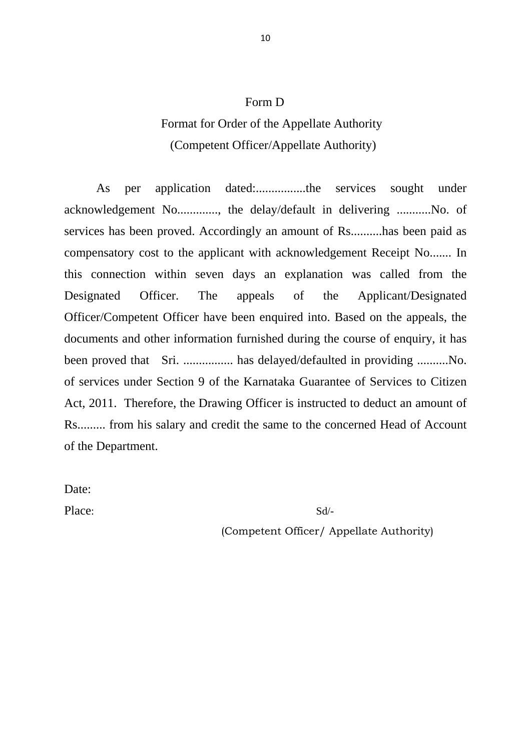# Form D

## Format for Order of the Appellate Authority

### (Competent Officer/Appellate Authority)

As per application dated:................the services sought under acknowledgement No............., the delay/default in delivering ...........No. of services has been proved. Accordingly an amount of Rs..........has been paid as compensatory cost to the applicant with acknowledgement Receipt No....... In this connection within seven days an explanation was called from the Designated Officer. The appeals of the Applicant/Designated Officer/Competent Officer have been enquired into. Based on the appeals, the documents and other information furnished during the course of enquiry, it has been proved that Sri. ................ has delayed/defaulted in providing ..........No. of services under Section 9 of the Karnataka Guarantee of Services to Citizen Act, 2011. Therefore, the Drawing Officer is instructed to deduct an amount of Rs......... from his salary and credit the same to the concerned Head of Account of the Department.

Date:

Place:

Sd/-

(Competent Officer/ Appellate Authority)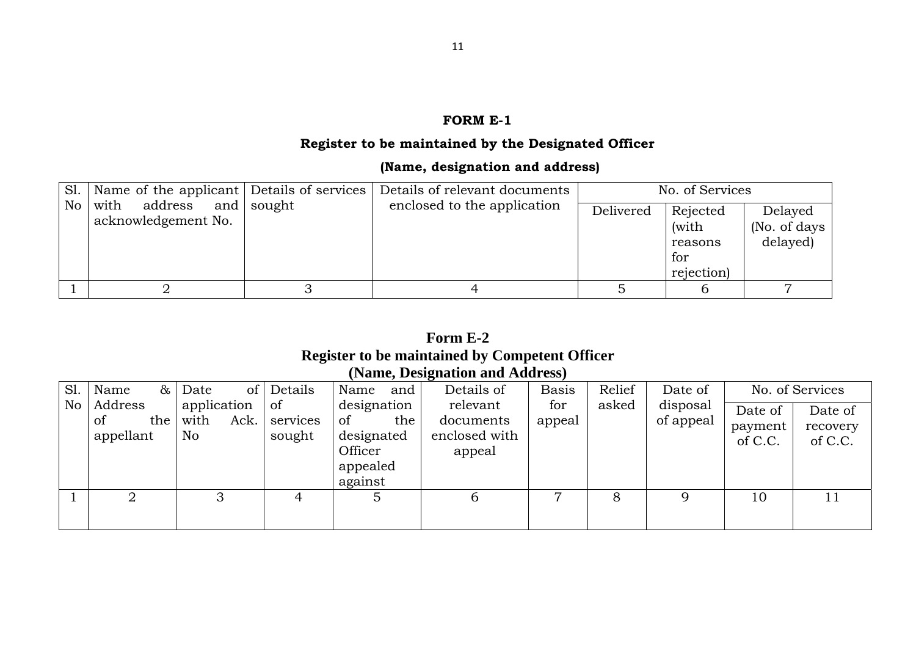# FORM E-1

## Register to be maintained by the Designated Officer

### (Name, designation and address)

| Sl. No | Name of the applicant with address and acknowledgement No. | Details of services sought | Details of relevant documents enclosed to the application | No. of Services | | |
|---|---|---|---|---|---|---|
| | | | | Delivered | Rejected (with reasons for rejection) | Delayed (No. of days delayed) |
| 1 | 2 | 3 | 4 | 5 | 6 | 7 |

# Form E-2

## Register to be maintained by Competent Officer

### (Name, Designation and Address)

| Sl. No | Name & Address of the appellant | Date of application with Ack. No | Details of services sought | Name and designation of the designated Officer appealed against | Details of relevant documents enclosed with appeal | Basis for appeal | Relief asked | Date of disposal of appeal | No. of Services | |
|---|---|---|---|---|---|---|---|---|---|---|
| | | | | | | | | | Date of payment of C.C. | Date of recovery of C.C. |
| 1 | 2 | 3 | 4 | 5 | 6 | 7 | 8 | 9 | 10 | 11 |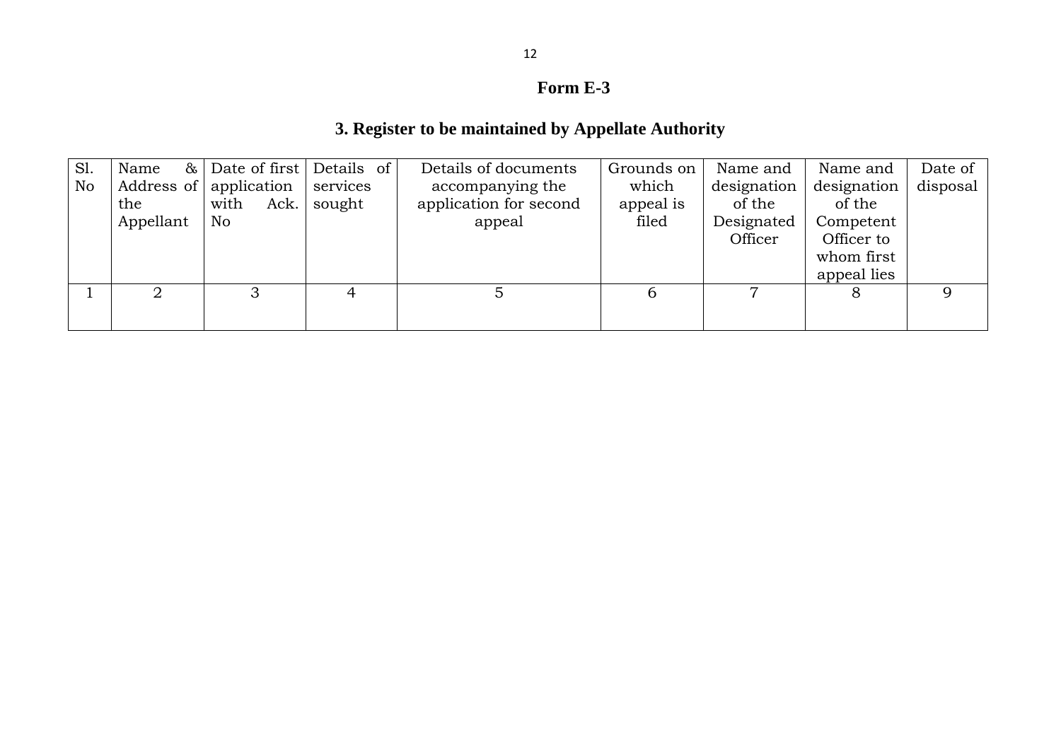**Form E-3**

## 3. Register to be maintained by Appellate Authority

| Sl. No | Name & Address of the Appellant | Date of first application with Ack. No | Details of services sought | Details of documents accompanying the application for second appeal | Grounds on which appeal is filed | Name and designation of the Designated Officer | Name and designation of the Competent Officer to whom first appeal lies | Date of disposal |
|---|---|---|---|---|---|---|---|---|
| 1 | 2 | 3 | 4 | 5 | 6 | 7 | 8 | 9 |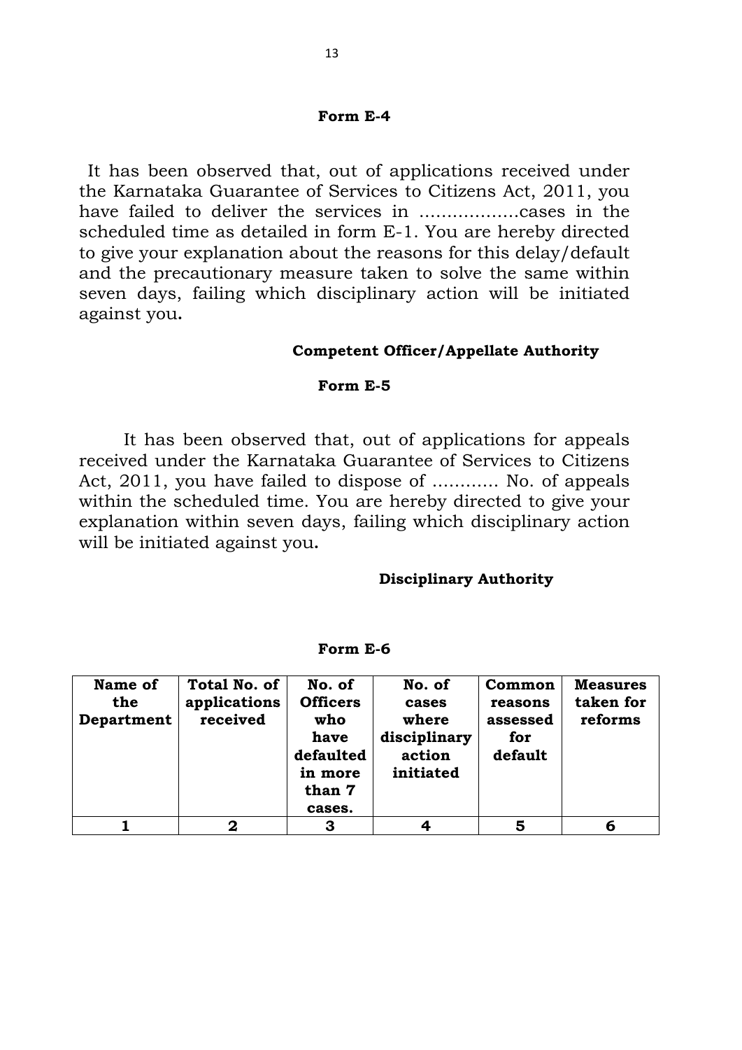## Form E-4

It has been observed that, out of applications received under the Karnataka Guarantee of Services to Citizens Act, 2011, you have failed to deliver the services in ………………cases in the scheduled time as detailed in form E-1. You are hereby directed to give your explanation about the reasons for this delay/default and the precautionary measure taken to solve the same within seven days, failing which disciplinary action will be initiated against you**.**

**Competent Officer/Appellate Authority**

## Form E-5

It has been observed that, out of applications for appeals received under the Karnataka Guarantee of Services to Citizens Act, 2011, you have failed to dispose of ………… No. of appeals within the scheduled time. You are hereby directed to give your explanation within seven days, failing which disciplinary action will be initiated against you**.**

**Disciplinary Authority**

## Form E-6

| Name of the Department | Total No. of applications received | No. of Officers who have defaulted in more than 7 cases. | No. of cases where disciplinary action initiated | Common reasons assessed for default | Measures taken for reforms |
|---|---|---|---|---|---|
| 1 | 2 | 3 | 4 | 5 | 6 |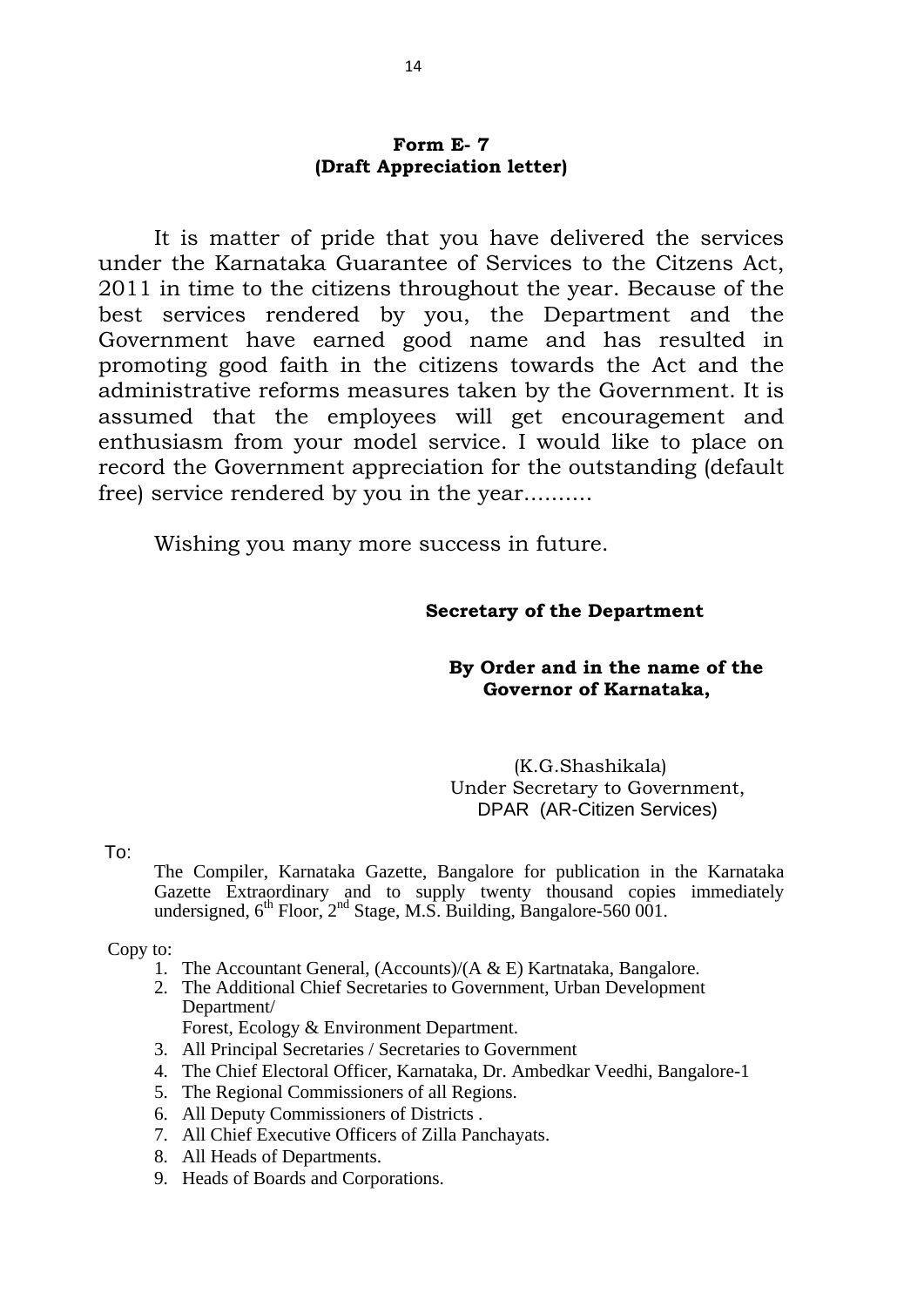**Form E- 7**
**(Draft Appreciation letter)**

It is matter of pride that you have delivered the services under the Karnataka Guarantee of Services to the Citzens Act, 2011 in time to the citizens throughout the year. Because of the best services rendered by you, the Department and the Government have earned good name and has resulted in promoting good faith in the citizens towards the Act and the administrative reforms measures taken by the Government. It is assumed that the employees will get encouragement and enthusiasm from your model service. I would like to place on record the Government appreciation for the outstanding (default free) service rendered by you in the year..........

Wishing you many more success in future.

**Secretary of the Department**

**By Order and in the name of the Governor of Karnataka,**

(K.G.Shashikala)
Under Secretary to Government,
DPAR (AR-Citizen Services)

To:

The Compiler, Karnataka Gazette, Bangalore for publication in the Karnataka Gazette Extraordinary and to supply twenty thousand copies immediately undersigned, 6th Floor, 2nd Stage, M.S. Building, Bangalore-560 001.

Copy to:

1. The Accountant General, (Accounts)/(A & E) Kartnataka, Bangalore.
2. The Additional Chief Secretaries to Government, Urban Development Department/
   Forest, Ecology & Environment Department.
3. All Principal Secretaries / Secretaries to Government
4. The Chief Electoral Officer, Karnataka, Dr. Ambedkar Veedhi, Bangalore-1
5. The Regional Commissioners of all Regions.
6. All Deputy Commissioners of Districts .
7. All Chief Executive Officers of Zilla Panchayats.
8. All Heads of Departments.
9. Heads of Boards and Corporations.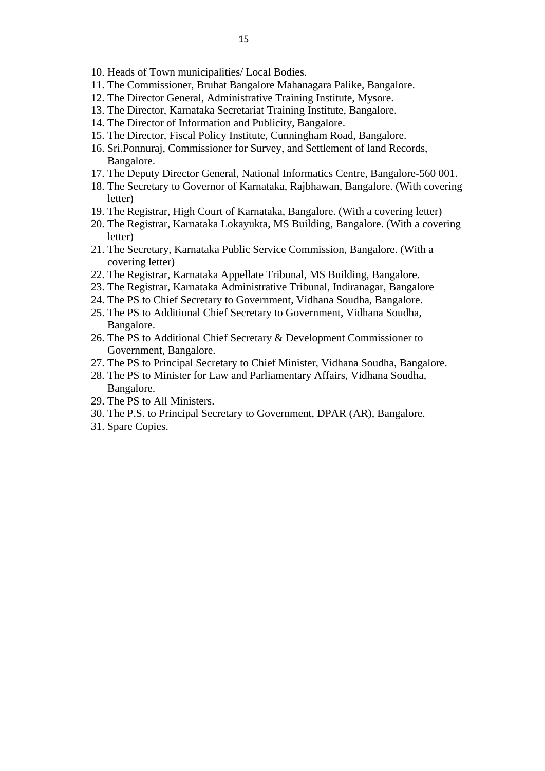10. Heads of Town municipalities/ Local Bodies.
11. The Commissioner, Bruhat Bangalore Mahanagara Palike, Bangalore.
12. The Director General, Administrative Training Institute, Mysore.
13. The Director, Karnataka Secretariat Training Institute, Bangalore.
14. The Director of Information and Publicity, Bangalore.
15. The Director, Fiscal Policy Institute, Cunningham Road, Bangalore.
16. Sri.Ponnuraj, Commissioner for Survey, and Settlement of land Records, Bangalore.
17. The Deputy Director General, National Informatics Centre, Bangalore-560 001.
18. The Secretary to Governor of Karnataka, Rajbhawan, Bangalore. (With covering letter)
19. The Registrar, High Court of Karnataka, Bangalore. (With a covering letter)
20. The Registrar, Karnataka Lokayukta, MS Building, Bangalore. (With a covering letter)
21. The Secretary, Karnataka Public Service Commission, Bangalore. (With a covering letter)
22. The Registrar, Karnataka Appellate Tribunal, MS Building, Bangalore.
23. The Registrar, Karnataka Administrative Tribunal, Indiranagar, Bangalore
24. The PS to Chief Secretary to Government, Vidhana Soudha, Bangalore.
25. The PS to Additional Chief Secretary to Government, Vidhana Soudha, Bangalore.
26. The PS to Additional Chief Secretary & Development Commissioner to Government, Bangalore.
27. The PS to Principal Secretary to Chief Minister, Vidhana Soudha, Bangalore.
28. The PS to Minister for Law and Parliamentary Affairs, Vidhana Soudha, Bangalore.
29. The PS to All Ministers.
30. The P.S. to Principal Secretary to Government, DPAR (AR), Bangalore.
31. Spare Copies.